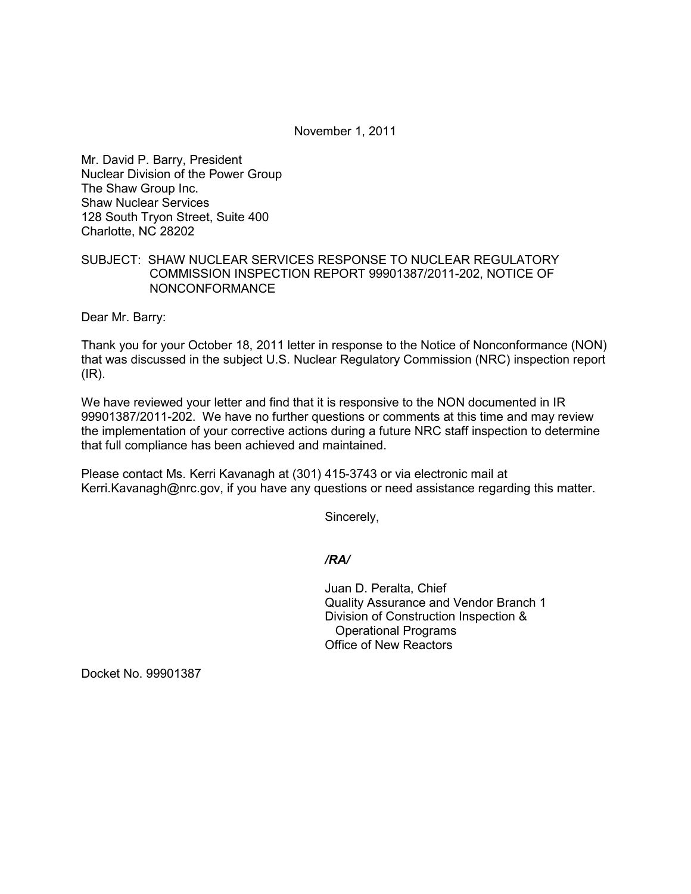November 1, 2011

Mr. David P. Barry, President
Nuclear Division of the Power Group
The Shaw Group Inc.
Shaw Nuclear Services
128 South Tryon Street, Suite 400
Charlotte, NC 28202

SUBJECT: SHAW NUCLEAR SERVICES RESPONSE TO NUCLEAR REGULATORY COMMISSION INSPECTION REPORT 99901387/2011-202, NOTICE OF NONCONFORMANCE

Dear Mr. Barry:

Thank you for your October 18, 2011 letter in response to the Notice of Nonconformance (NON) that was discussed in the subject U.S. Nuclear Regulatory Commission (NRC) inspection report (IR).

We have reviewed your letter and find that it is responsive to the NON documented in IR 99901387/2011-202. We have no further questions or comments at this time and may review the implementation of your corrective actions during a future NRC staff inspection to determine that full compliance has been achieved and maintained.

Please contact Ms. Kerri Kavanagh at (301) 415-3743 or via electronic mail at Kerri.Kavanagh@nrc.gov, if you have any questions or need assistance regarding this matter.

Sincerely,

*/RA/*

Juan D. Peralta, Chief
Quality Assurance and Vendor Branch 1
Division of Construction Inspection & Operational Programs
Office of New Reactors

Docket No. 99901387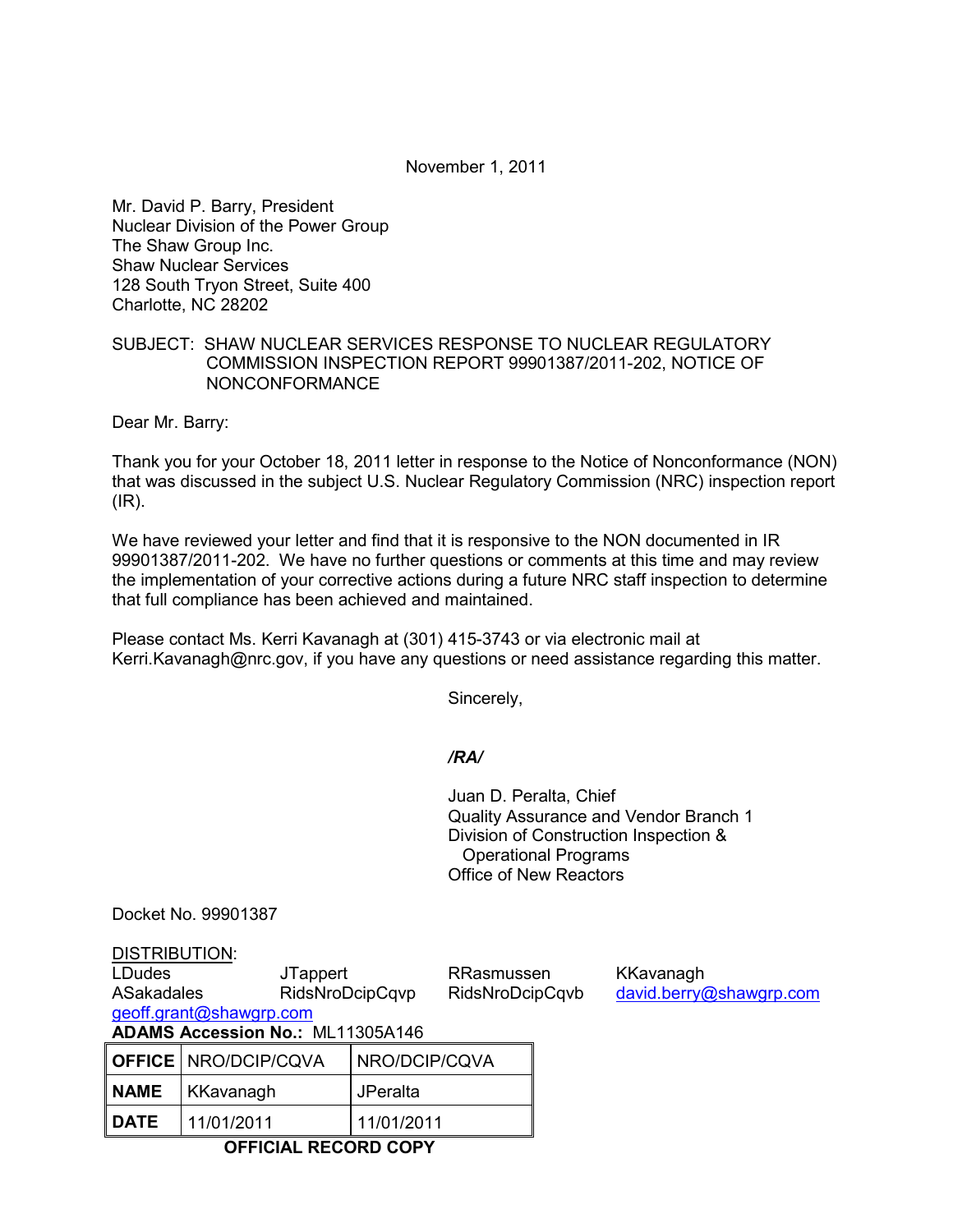November 1, 2011

Mr. David P. Barry, President
Nuclear Division of the Power Group
The Shaw Group Inc.
Shaw Nuclear Services
128 South Tryon Street, Suite 400
Charlotte, NC 28202

SUBJECT: SHAW NUCLEAR SERVICES RESPONSE TO NUCLEAR REGULATORY COMMISSION INSPECTION REPORT 99901387/2011-202, NOTICE OF NONCONFORMANCE

Dear Mr. Barry:

Thank you for your October 18, 2011 letter in response to the Notice of Nonconformance (NON) that was discussed in the subject U.S. Nuclear Regulatory Commission (NRC) inspection report (IR).

We have reviewed your letter and find that it is responsive to the NON documented in IR 99901387/2011-202. We have no further questions or comments at this time and may review the implementation of your corrective actions during a future NRC staff inspection to determine that full compliance has been achieved and maintained.

Please contact Ms. Kerri Kavanagh at (301) 415-3743 or via electronic mail at Kerri.Kavanagh@nrc.gov, if you have any questions or need assistance regarding this matter.

Sincerely,

*/RA/*

Juan D. Peralta, Chief
Quality Assurance and Vendor Branch 1
Division of Construction Inspection & Operational Programs
Office of New Reactors

Docket No. 99901387

DISTRIBUTION:

| | | | |
|---|---|---|---|
| LDudes | JTappert | RRasmussen | KKavanagh |
| ASakadales | RidsNroDcipCqvp | RidsNroDcipCqvb | david.berry@shawgrp.com |
| geoff.grant@shawgrp.com | | | |

**ADAMS Accession No.:** ML11305A146

| **OFFICE** | NRO/DCIP/CQVA | NRO/DCIP/CQVA |
|---|---|---|
| **NAME** | KKavanagh | JPeralta |
| **DATE** | 11/01/2011 | 11/01/2011 |

**OFFICIAL RECORD COPY**